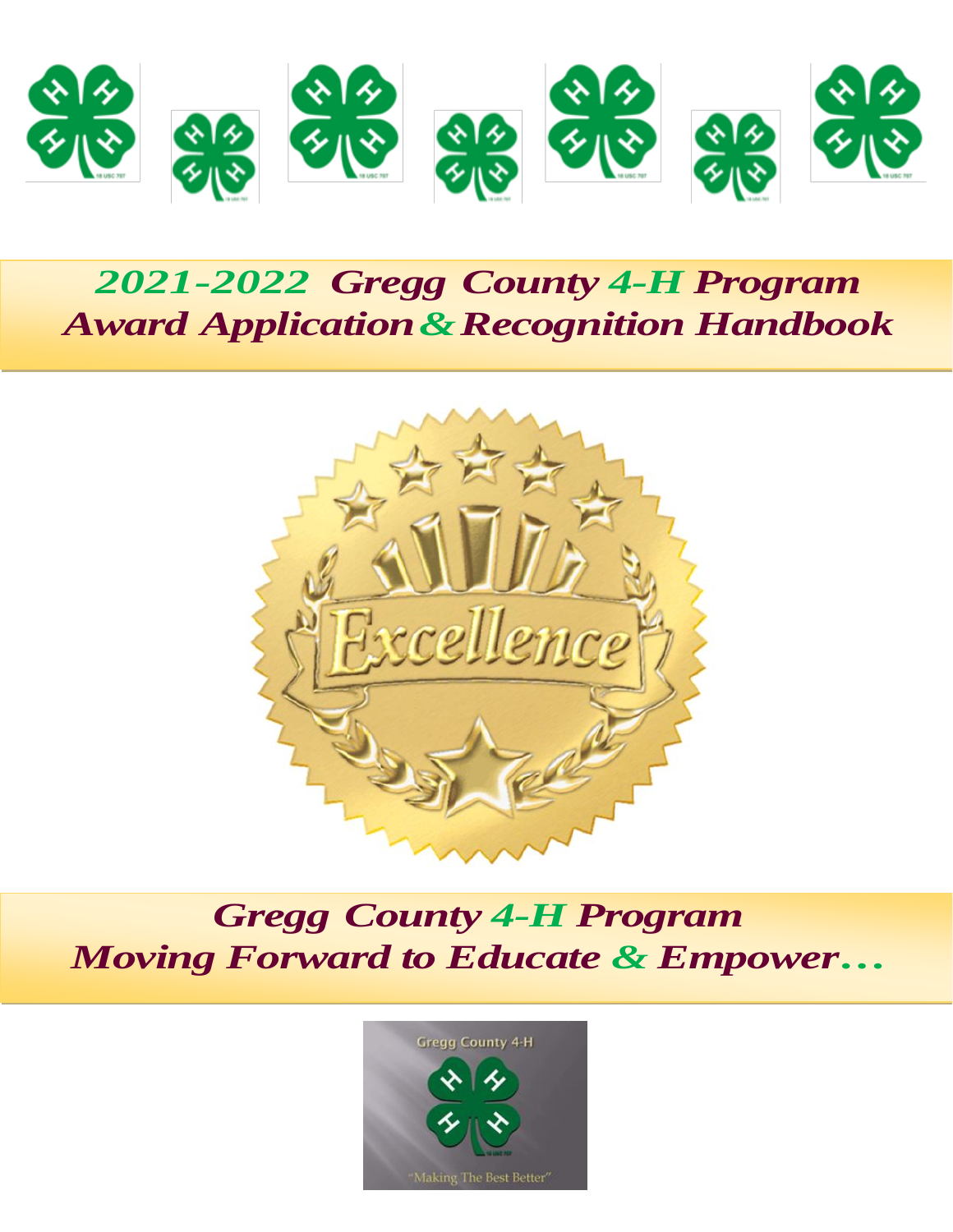# *2021-2022 Gregg County 4-H Program Award Application & Recognition Handbook*

## *Gregg County 4-H Program Moving Forward to Educate & Empower...*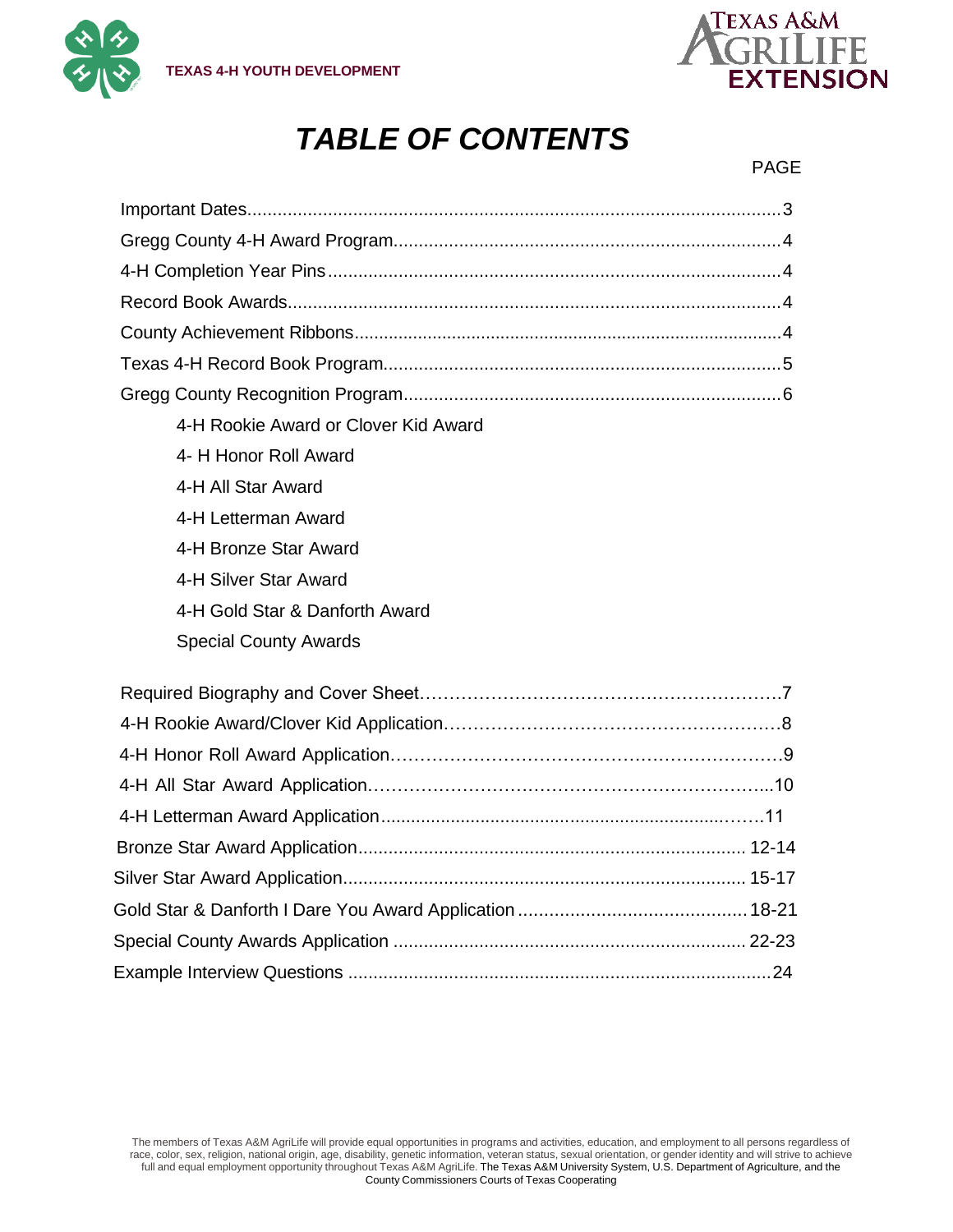TEXAS 4-H YOUTH DEVELOPMENT

# *TABLE OF CONTENTS*

| | PAGE |
|---|---|
| Important Dates | 3 |
| Gregg County 4-H Award Program | 4 |
| 4-H Completion Year Pins | 4 |
| Record Book Awards | 4 |
| County Achievement Ribbons | 4 |
| Texas 4-H Record Book Program | 5 |
| Gregg County Recognition Program | 6 |
| 4-H Rookie Award or Clover Kid Award | |
| 4- H Honor Roll Award | |
| 4-H All Star Award | |
| 4-H Letterman Award | |
| 4-H Bronze Star Award | |
| 4-H Silver Star Award | |
| 4-H Gold Star & Danforth Award | |
| Special County Awards | |
| Required Biography and Cover Sheet | 7 |
| 4-H Rookie Award/Clover Kid Application | 8 |
| 4-H Honor Roll Award Application | 9 |
| 4-H All Star Award Application | 10 |
| 4-H Letterman Award Application | 11 |
| Bronze Star Award Application | 12-14 |
| Silver Star Award Application | 15-17 |
| Gold Star & Danforth I Dare You Award Application | 18-21 |
| Special County Awards Application | 22-23 |
| Example Interview Questions | 24 |

The members of Texas A&M AgriLife will provide equal opportunities in programs and activities, education, and employment to all persons regardless of race, color, sex, religion, national origin, age, disability, genetic information, veteran status, sexual orientation, or gender identity and will strive to achieve full and equal employment opportunity throughout Texas A&M AgriLife. The Texas A&M University System, U.S. Department of Agriculture, and the County Commissioners Courts of Texas Cooperating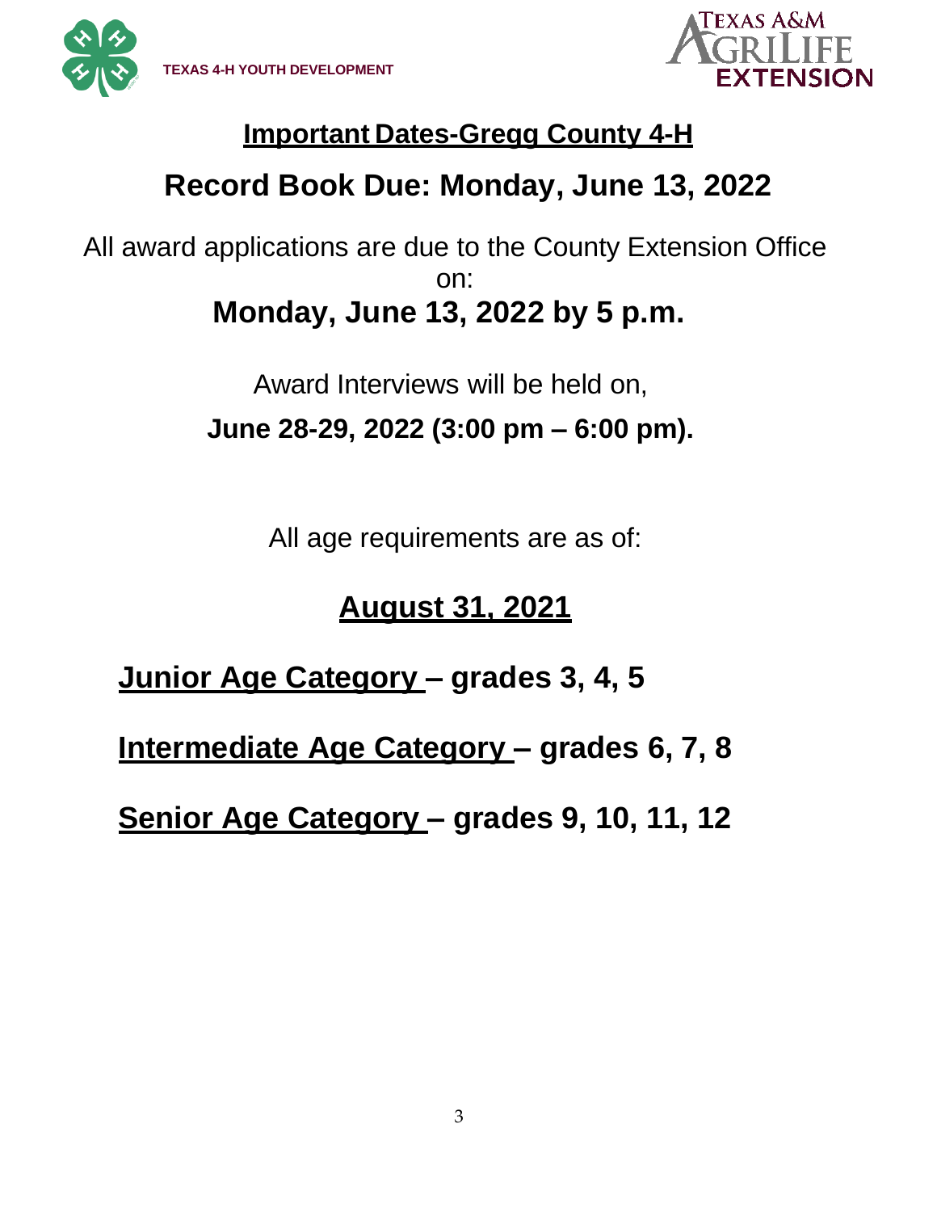TEXAS 4-H YOUTH DEVELOPMENT

# Important Dates-Gregg County 4-H

## Record Book Due: Monday, June 13, 2022

All award applications are due to the County Extension Office on:

**Monday, June 13, 2022 by 5 p.m.**

Award Interviews will be held on,

**June 28-29, 2022 (3:00 pm – 6:00 pm).**

All age requirements are as of:

**August 31, 2021**

**Junior Age Category – grades 3, 4, 5**

**Intermediate Age Category – grades 6, 7, 8**

**Senior Age Category – grades 9, 10, 11, 12**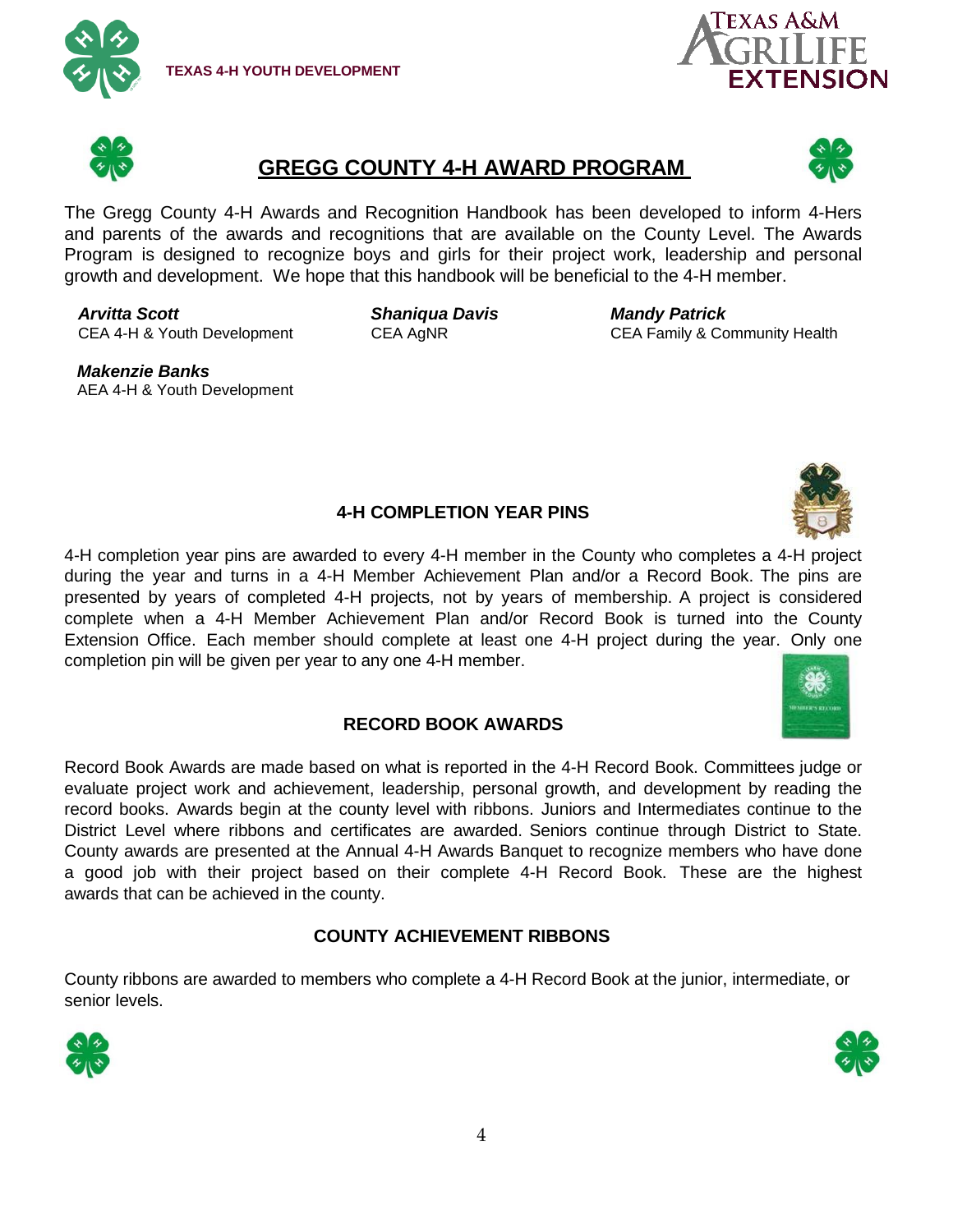# GREGG COUNTY 4-H AWARD PROGRAM

The Gregg County 4-H Awards and Recognition Handbook has been developed to inform 4-Hers and parents of the awards and recognitions that are available on the County Level. The Awards Program is designed to recognize boys and girls for their project work, leadership and personal growth and development. We hope that this handbook will be beneficial to the 4-H member.

***Arvitta Scott***
CEA 4-H & Youth Development

***Shaniqua Davis***
CEA AgNR

***Mandy Patrick***
CEA Family & Community Health

***Makenzie Banks***
AEA 4-H & Youth Development

## 4-H COMPLETION YEAR PINS

4-H completion year pins are awarded to every 4-H member in the County who completes a 4-H project during the year and turns in a 4-H Member Achievement Plan and/or a Record Book. The pins are presented by years of completed 4-H projects, not by years of membership. A project is considered complete when a 4-H Member Achievement Plan and/or Record Book is turned into the County Extension Office. Each member should complete at least one 4-H project during the year. Only one completion pin will be given per year to any one 4-H member.

## RECORD BOOK AWARDS

Record Book Awards are made based on what is reported in the 4-H Record Book. Committees judge or evaluate project work and achievement, leadership, personal growth, and development by reading the record books. Awards begin at the county level with ribbons. Juniors and Intermediates continue to the District Level where ribbons and certificates are awarded. Seniors continue through District to State. County awards are presented at the Annual 4-H Awards Banquet to recognize members who have done a good job with their project based on their complete 4-H Record Book. These are the highest awards that can be achieved in the county.

## COUNTY ACHIEVEMENT RIBBONS

County ribbons are awarded to members who complete a 4-H Record Book at the junior, intermediate, or senior levels.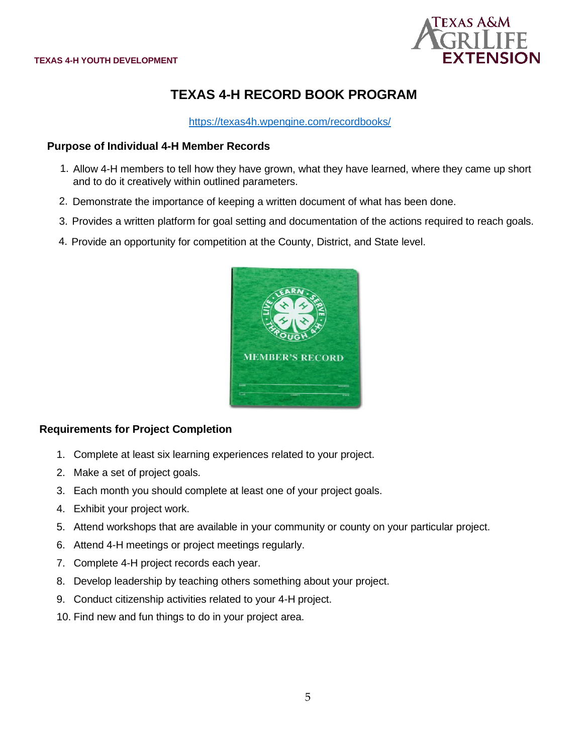# TEXAS 4-H RECORD BOOK PROGRAM

https://texas4h.wpengine.com/recordbooks/

## Purpose of Individual 4-H Member Records

1. Allow 4-H members to tell how they have grown, what they have learned, where they came up short and to do it creatively within outlined parameters.
2. Demonstrate the importance of keeping a written document of what has been done.
3. Provides a written platform for goal setting and documentation of the actions required to reach goals.
4. Provide an opportunity for competition at the County, District, and State level.

## Requirements for Project Completion

1. Complete at least six learning experiences related to your project.
2. Make a set of project goals.
3. Each month you should complete at least one of your project goals.
4. Exhibit your project work.
5. Attend workshops that are available in your community or county on your particular project.
6. Attend 4-H meetings or project meetings regularly.
7. Complete 4-H project records each year.
8. Develop leadership by teaching others something about your project.
9. Conduct citizenship activities related to your 4-H project.
10. Find new and fun things to do in your project area.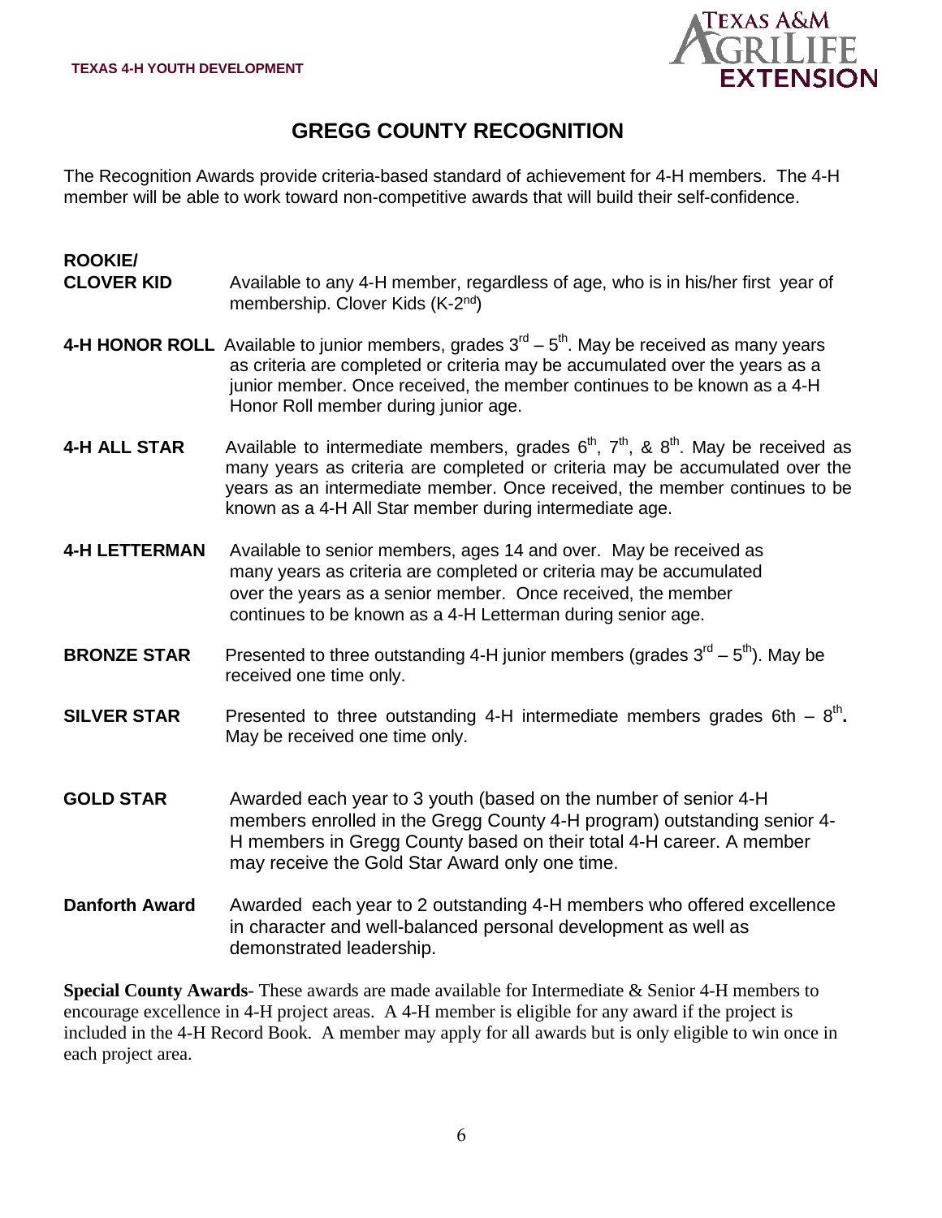# GREGG COUNTY RECOGNITION

The Recognition Awards provide criteria-based standard of achievement for 4-H members. The 4-H member will be able to work toward non-competitive awards that will build their self-confidence.

**ROOKIE/ CLOVER KID** Available to any 4-H member, regardless of age, who is in his/her first year of membership. Clover Kids (K-2nd)

**4-H HONOR ROLL** Available to junior members, grades 3rd – 5th. May be received as many years as criteria are completed or criteria may be accumulated over the years as a junior member. Once received, the member continues to be known as a 4-H Honor Roll member during junior age.

**4-H ALL STAR** Available to intermediate members, grades 6th, 7th, & 8th. May be received as many years as criteria are completed or criteria may be accumulated over the years as an intermediate member. Once received, the member continues to be known as a 4-H All Star member during intermediate age.

**4-H LETTERMAN** Available to senior members, ages 14 and over. May be received as many years as criteria are completed or criteria may be accumulated over the years as a senior member. Once received, the member continues to be known as a 4-H Letterman during senior age.

**BRONZE STAR** Presented to three outstanding 4-H junior members (grades 3rd – 5th). May be received one time only.

**SILVER STAR** Presented to three outstanding 4-H intermediate members grades 6th – 8th**.** May be received one time only.

**GOLD STAR** Awarded each year to 3 youth (based on the number of senior 4-H members enrolled in the Gregg County 4-H program) outstanding senior 4-H members in Gregg County based on their total 4-H career. A member may receive the Gold Star Award only one time.

**Danforth Award** Awarded each year to 2 outstanding 4-H members who offered excellence in character and well-balanced personal development as well as demonstrated leadership.

**Special County Awards**- These awards are made available for Intermediate & Senior 4-H members to encourage excellence in 4-H project areas. A 4-H member is eligible for any award if the project is included in the 4-H Record Book. A member may apply for all awards but is only eligible to win once in each project area.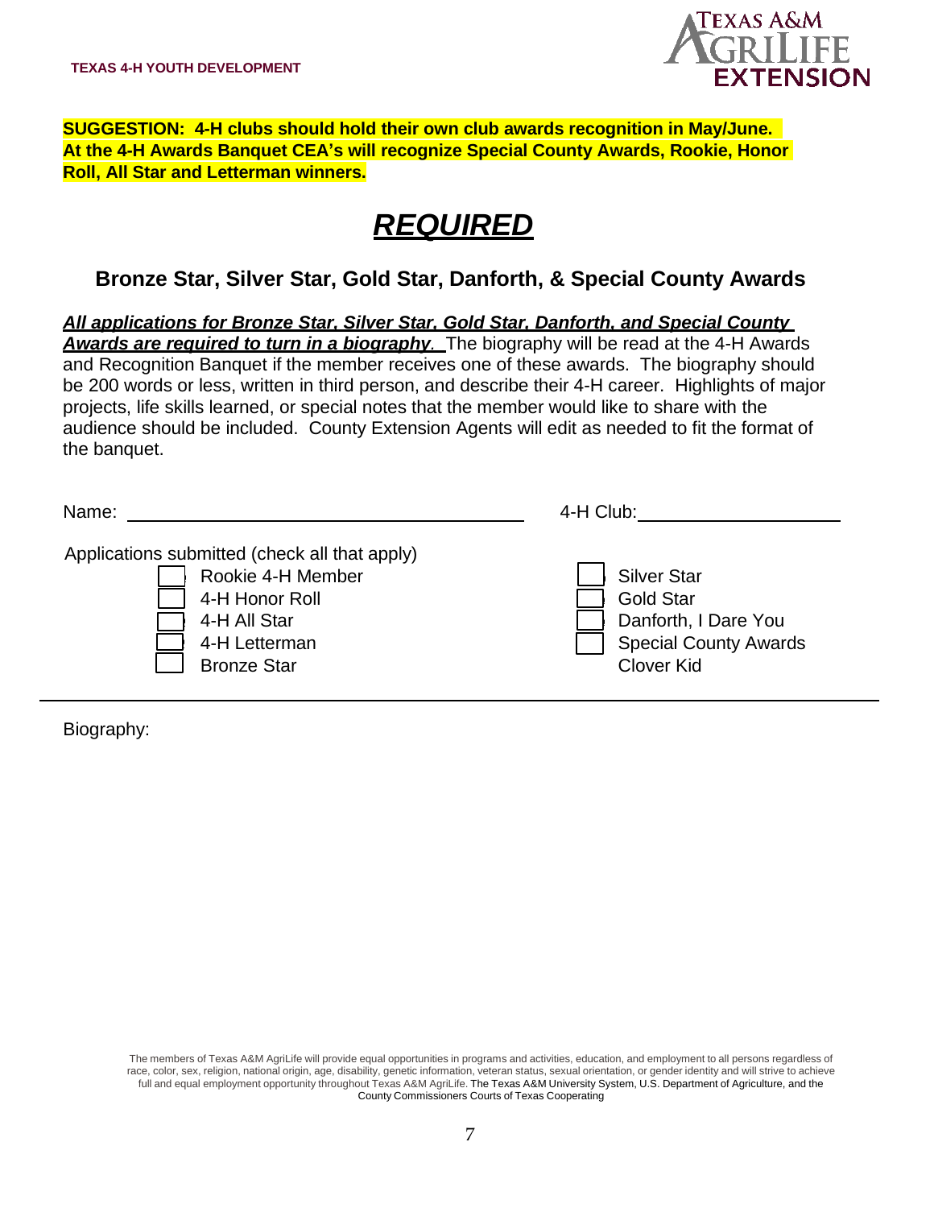**SUGGESTION: 4-H clubs should hold their own club awards recognition in May/June. At the 4-H Awards Banquet CEA's will recognize Special County Awards, Rookie, Honor Roll, All Star and Letterman winners.**

# ***REQUIRED***

## Bronze Star, Silver Star, Gold Star, Danforth, & Special County Awards

***All applications for Bronze Star, Silver Star, Gold Star, Danforth, and Special County Awards are required to turn in a biography.*** The biography will be read at the 4-H Awards and Recognition Banquet if the member receives one of these awards. The biography should be 200 words or less, written in third person, and describe their 4-H career. Highlights of major projects, life skills learned, or special notes that the member would like to share with the audience should be included. County Extension Agents will edit as needed to fit the format of the banquet.

Name: ______________________________ 4-H Club: ____________________

Applications submitted (check all that apply)

- ☐ Rookie 4-H Member
- ☐ 4-H Honor Roll
- ☐ 4-H All Star
- ☐ 4-H Letterman
- ☐ Bronze Star
- ☐ Silver Star
- ☐ Gold Star
- ☐ Danforth, I Dare You
- ☐ Special County Awards
- Clover Kid

---

Biography:

The members of Texas A&M AgriLife will provide equal opportunities in programs and activities, education, and employment to all persons regardless of race, color, sex, religion, national origin, age, disability, genetic information, veteran status, sexual orientation, or gender identity and will strive to achieve full and equal employment opportunity throughout Texas A&M AgriLife. The Texas A&M University System, U.S. Department of Agriculture, and the County Commissioners Courts of Texas Cooperating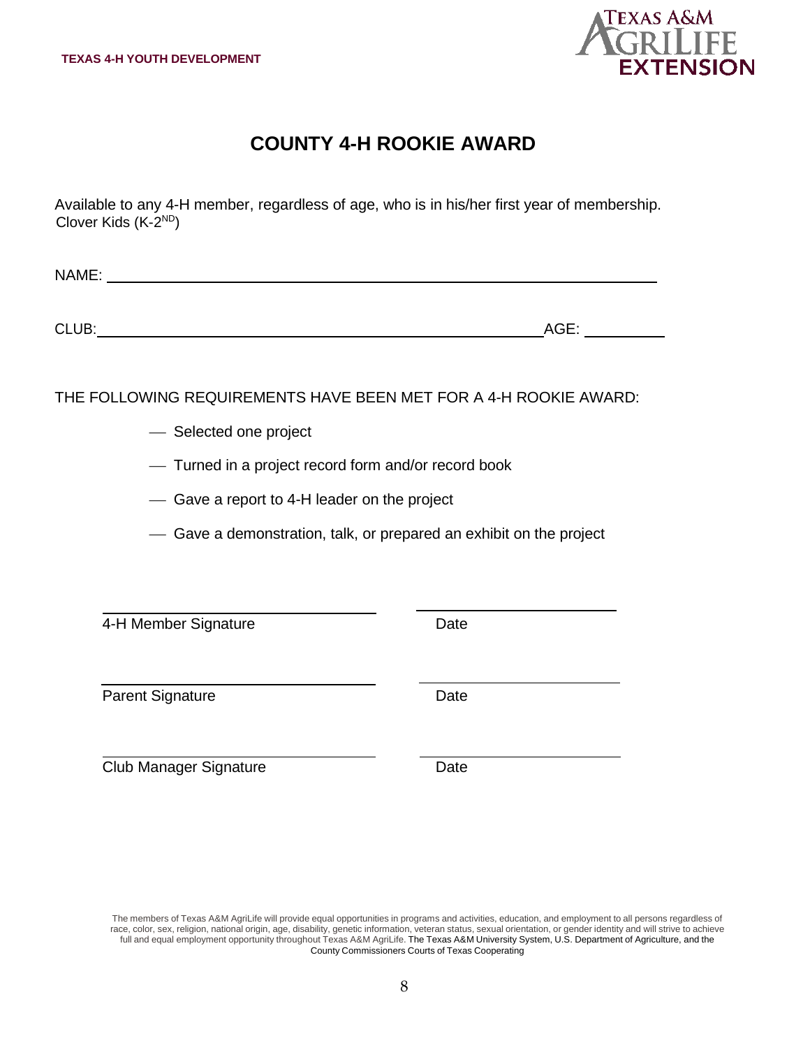TEXAS 4-H YOUTH DEVELOPMENT

# COUNTY 4-H ROOKIE AWARD

Available to any 4-H member, regardless of age, who is in his/her first year of membership. Clover Kids (K-2$^{ND}$)

NAME: ______________________________________________

CLUB: ______________________________________ AGE: ________

THE FOLLOWING REQUIREMENTS HAVE BEEN MET FOR A 4-H ROOKIE AWARD:

- Selected one project
- Turned in a project record form and/or record book
- Gave a report to 4-H leader on the project
- Gave a demonstration, talk, or prepared an exhibit on the project

______________________________ ______________________

4-H Member Signature Date

______________________________ ______________________

Parent Signature Date

______________________________ ______________________

Club Manager Signature Date

The members of Texas A&M AgriLife will provide equal opportunities in programs and activities, education, and employment to all persons regardless of race, color, sex, religion, national origin, age, disability, genetic information, veteran status, sexual orientation, or gender identity and will strive to achieve full and equal employment opportunity throughout Texas A&M AgriLife. The Texas A&M University System, U.S. Department of Agriculture, and the County Commissioners Courts of Texas Cooperating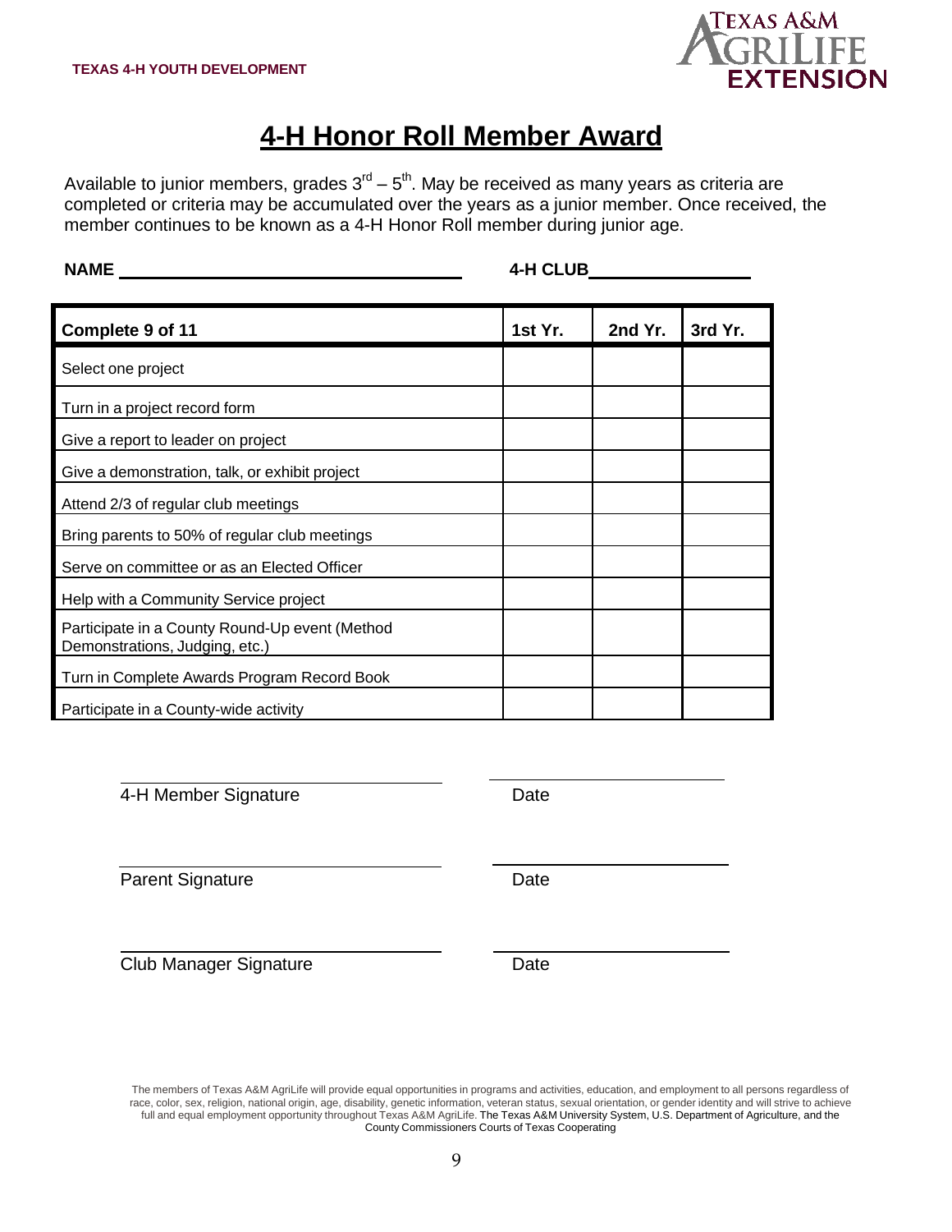TEXAS 4-H YOUTH DEVELOPMENT

# 4-H Honor Roll Member Award

Available to junior members, grades 3[rd] – 5[th]. May be received as many years as criteria are completed or criteria may be accumulated over the years as a junior member. Once received, the member continues to be known as a 4-H Honor Roll member during junior age.

**NAME** ____________________________ **4-H CLUB** ________________

| Complete 9 of 11 | 1st Yr. | 2nd Yr. | 3rd Yr. |
|---|---|---|---|
| Select one project | | | |
| Turn in a project record form | | | |
| Give a report to leader on project | | | |
| Give a demonstration, talk, or exhibit project | | | |
| Attend 2/3 of regular club meetings | | | |
| Bring parents to 50% of regular club meetings | | | |
| Serve on committee or as an Elected Officer | | | |
| Help with a Community Service project | | | |
| Participate in a County Round-Up event (Method Demonstrations, Judging, etc.) | | | |
| Turn in Complete Awards Program Record Book | | | |
| Participate in a County-wide activity | | | |

____________________________ ____________________

4-H Member Signature Date

____________________________ ____________________

Parent Signature Date

____________________________ ____________________

Club Manager Signature Date

The members of Texas A&M AgriLife will provide equal opportunities in programs and activities, education, and employment to all persons regardless of race, color, sex, religion, national origin, age, disability, genetic information, veteran status, sexual orientation, or gender identity and will strive to achieve full and equal employment opportunity throughout Texas A&M AgriLife. The Texas A&M University System, U.S. Department of Agriculture, and the County Commissioners Courts of Texas Cooperating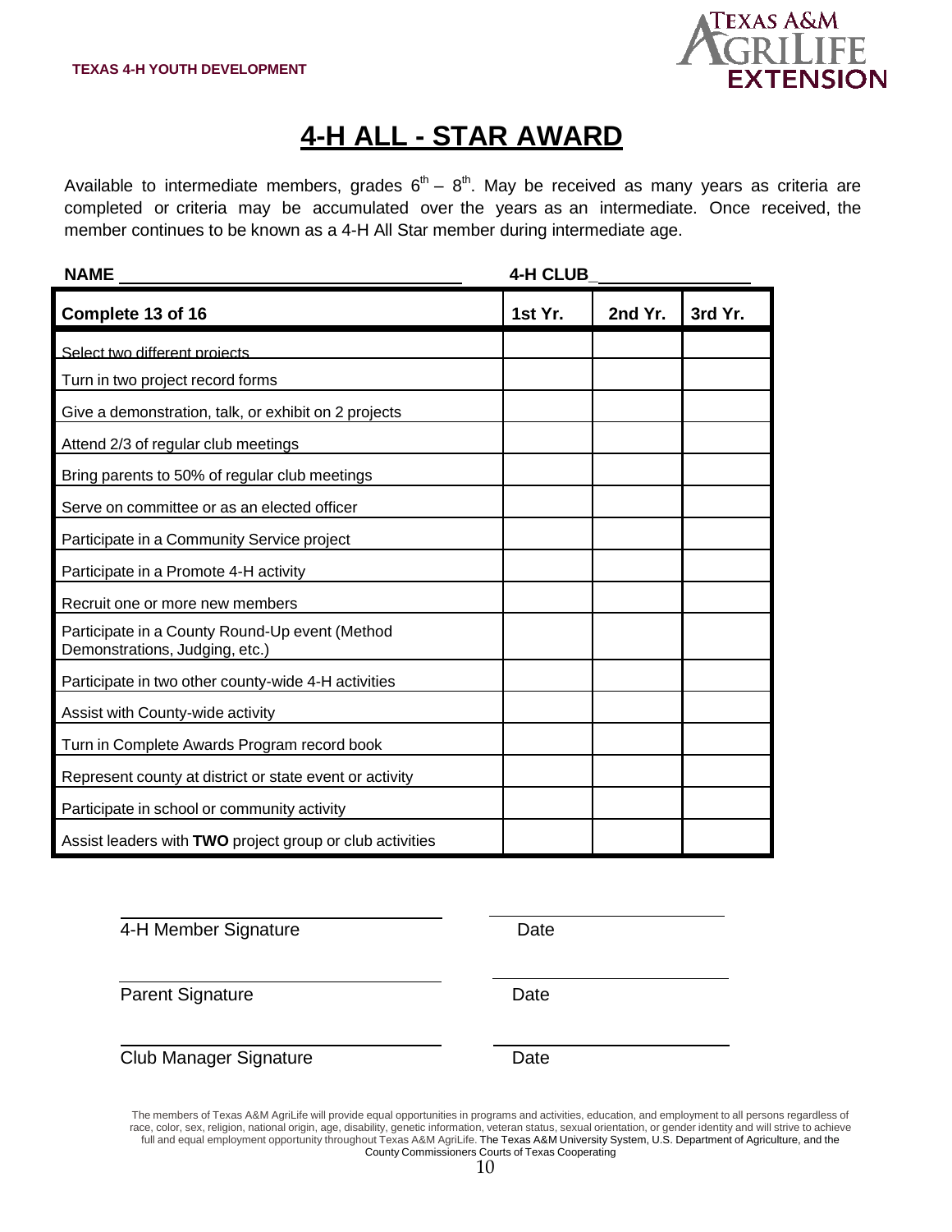TEXAS 4-H YOUTH DEVELOPMENT

# 4-H ALL - STAR AWARD

Available to intermediate members, grades $6^{th} – 8^{th}$. May be received as many years as criteria are completed or criteria may be accumulated over the years as an intermediate. Once received, the member continues to be known as a 4-H All Star member during intermediate age.

**NAME** ____________________________ **4-H CLUB**________________

| Complete 13 of 16 | 1st Yr. | 2nd Yr. | 3rd Yr. |
|---|---|---|---|
| Select two different projects | | | |
| Turn in two project record forms | | | |
| Give a demonstration, talk, or exhibit on 2 projects | | | |
| Attend 2/3 of regular club meetings | | | |
| Bring parents to 50% of regular club meetings | | | |
| Serve on committee or as an elected officer | | | |
| Participate in a Community Service project | | | |
| Participate in a Promote 4-H activity | | | |
| Recruit one or more new members | | | |
| Participate in a County Round-Up event (Method Demonstrations, Judging, etc.) | | | |
| Participate in two other county-wide 4-H activities | | | |
| Assist with County-wide activity | | | |
| Turn in Complete Awards Program record book | | | |
| Represent county at district or state event or activity | | | |
| Participate in school or community activity | | | |
| Assist leaders with **TWO** project group or club activities | | | |

4-H Member Signature ____________________ Date ____________

Parent Signature ____________________ Date ____________

Club Manager Signature ____________________ Date ____________

The members of Texas A&M AgriLife will provide equal opportunities in programs and activities, education, and employment to all persons regardless of race, color, sex, religion, national origin, age, disability, genetic information, veteran status, sexual orientation, or gender identity and will strive to achieve full and equal employment opportunity throughout Texas A&M AgriLife. The Texas A&M University System, U.S. Department of Agriculture, and the County Commissioners Courts of Texas Cooperating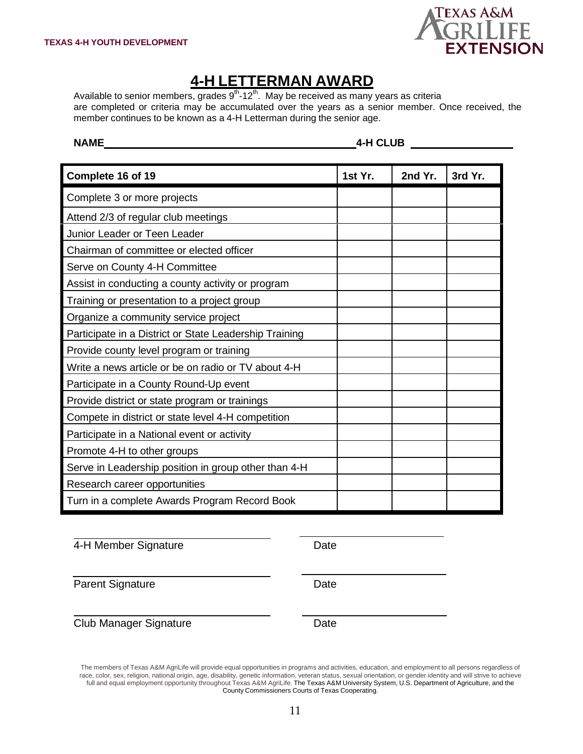TEXAS 4-H YOUTH DEVELOPMENT

# 4-H LETTERMAN AWARD

Available to senior members, grades $9^{th}$-$12^{th}$. May be received as many years as criteria are completed or criteria may be accumulated over the years as a senior member. Once received, the member continues to be known as a 4-H Letterman during the senior age.

**NAME** \_\_\_\_\_\_\_\_\_\_\_\_\_\_\_\_\_\_\_\_\_\_\_\_\_\_\_\_\_\_\_\_ **4-H CLUB** \_\_\_\_\_\_\_\_\_\_\_\_\_\_\_\_

| Complete 16 of 19 | 1st Yr. | 2nd Yr. | 3rd Yr. |
|---|---|---|---|
| Complete 3 or more projects | | | |
| Attend 2/3 of regular club meetings | | | |
| Junior Leader or Teen Leader | | | |
| Chairman of committee or elected officer | | | |
| Serve on County 4-H Committee | | | |
| Assist in conducting a county activity or program | | | |
| Training or presentation to a project group | | | |
| Organize a community service project | | | |
| Participate in a District or State Leadership Training | | | |
| Provide county level program or training | | | |
| Write a news article or be on radio or TV about 4-H | | | |
| Participate in a County Round-Up event | | | |
| Provide district or state program or trainings | | | |
| Compete in district or state level 4-H competition | | | |
| Participate in a National event or activity | | | |
| Promote 4-H to other groups | | | |
| Serve in Leadership position in group other than 4-H | | | |
| Research career opportunities | | | |
| Turn in a complete Awards Program Record Book | | | |

4-H Member Signature \_\_\_\_\_\_\_\_\_\_\_\_\_\_\_\_ Date \_\_\_\_\_\_\_\_\_\_\_\_

Parent Signature \_\_\_\_\_\_\_\_\_\_\_\_\_\_\_\_ Date \_\_\_\_\_\_\_\_\_\_\_\_

Club Manager Signature \_\_\_\_\_\_\_\_\_\_\_\_\_\_\_\_ Date \_\_\_\_\_\_\_\_\_\_\_\_

The members of Texas A&M AgriLife will provide equal opportunities in programs and activities, education, and employment to all persons regardless of race, color, sex, religion, national origin, age, disability, genetic information, veteran status, sexual orientation, or gender identity and will strive to achieve full and equal employment opportunity throughout Texas A&M AgriLife. The Texas A&M University System, U.S. Department of Agriculture, and the County Commissioners Courts of Texas Cooperating.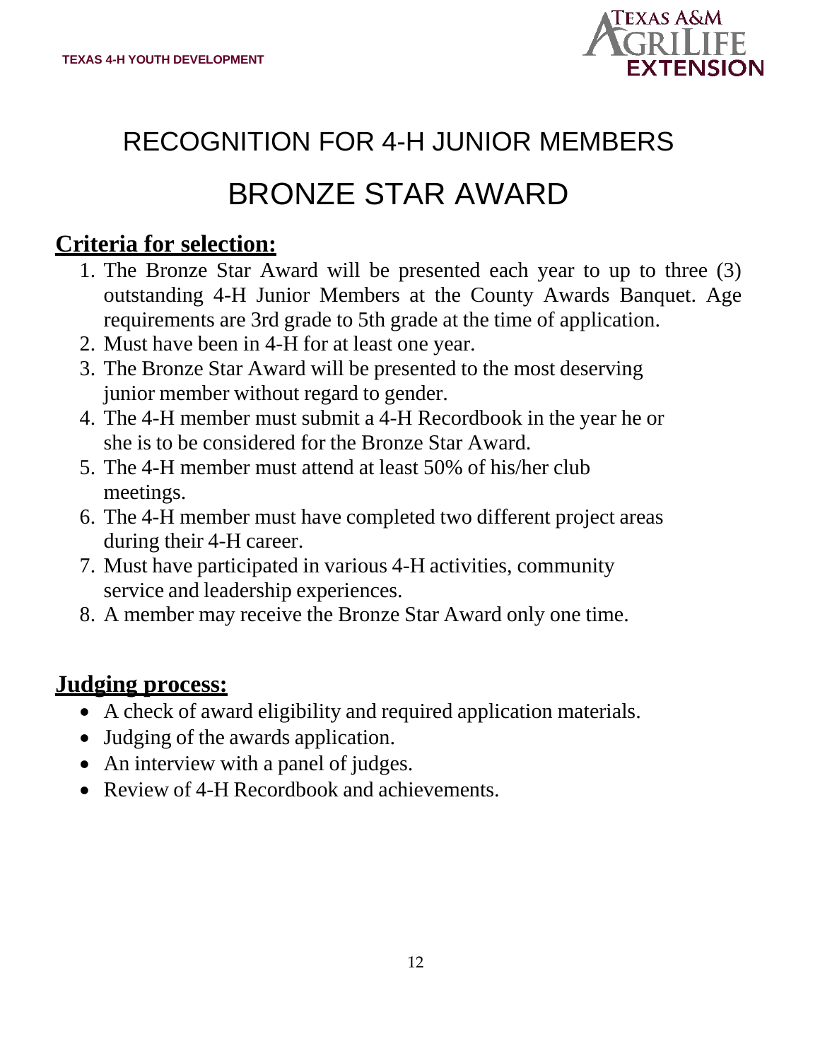# RECOGNITION FOR 4-H JUNIOR MEMBERS

# BRONZE STAR AWARD

## Criteria for selection:

1. The Bronze Star Award will be presented each year to up to three (3) outstanding 4-H Junior Members at the County Awards Banquet. Age requirements are 3rd grade to 5th grade at the time of application.
2. Must have been in 4-H for at least one year.
3. The Bronze Star Award will be presented to the most deserving junior member without regard to gender.
4. The 4-H member must submit a 4-H Recordbook in the year he or she is to be considered for the Bronze Star Award.
5. The 4-H member must attend at least 50% of his/her club meetings.
6. The 4-H member must have completed two different project areas during their 4-H career.
7. Must have participated in various 4-H activities, community service and leadership experiences.
8. A member may receive the Bronze Star Award only one time.

## Judging process:

- A check of award eligibility and required application materials.
- Judging of the awards application.
- An interview with a panel of judges.
- Review of 4-H Recordbook and achievements.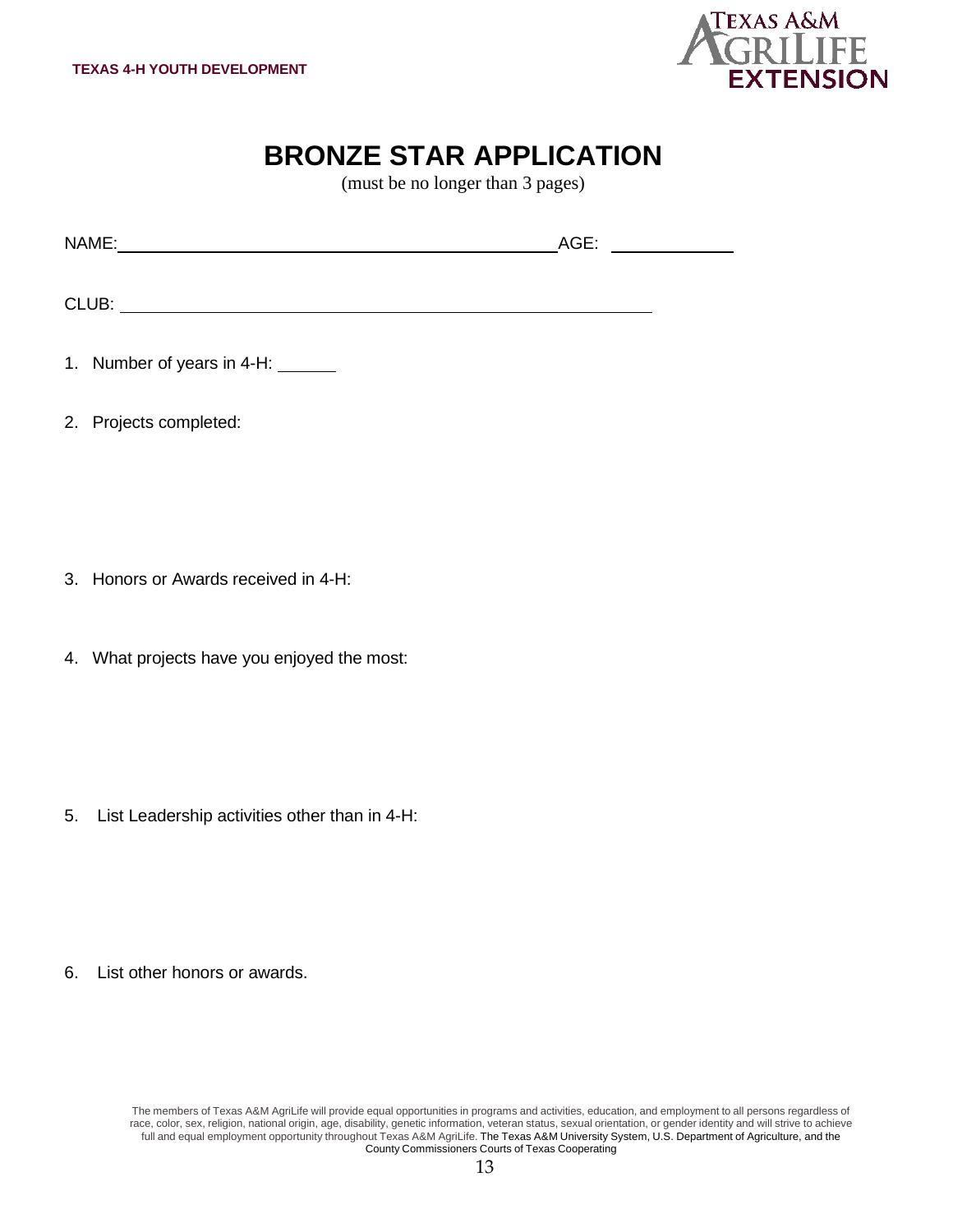TEXAS 4-H YOUTH DEVELOPMENT

# BRONZE STAR APPLICATION

(must be no longer than 3 pages)

NAME: ___________________________________________ AGE: ____________

CLUB: ____________________________________________________

1. Number of years in 4-H: ______

2. Projects completed:

3. Honors or Awards received in 4-H:

4. What projects have you enjoyed the most:

5. List Leadership activities other than in 4-H:

6. List other honors or awards.

The members of Texas A&M AgriLife will provide equal opportunities in programs and activities, education, and employment to all persons regardless of race, color, sex, religion, national origin, age, disability, genetic information, veteran status, sexual orientation, or gender identity and will strive to achieve full and equal employment opportunity throughout Texas A&M AgriLife. The Texas A&M University System, U.S. Department of Agriculture, and the County Commissioners Courts of Texas Cooperating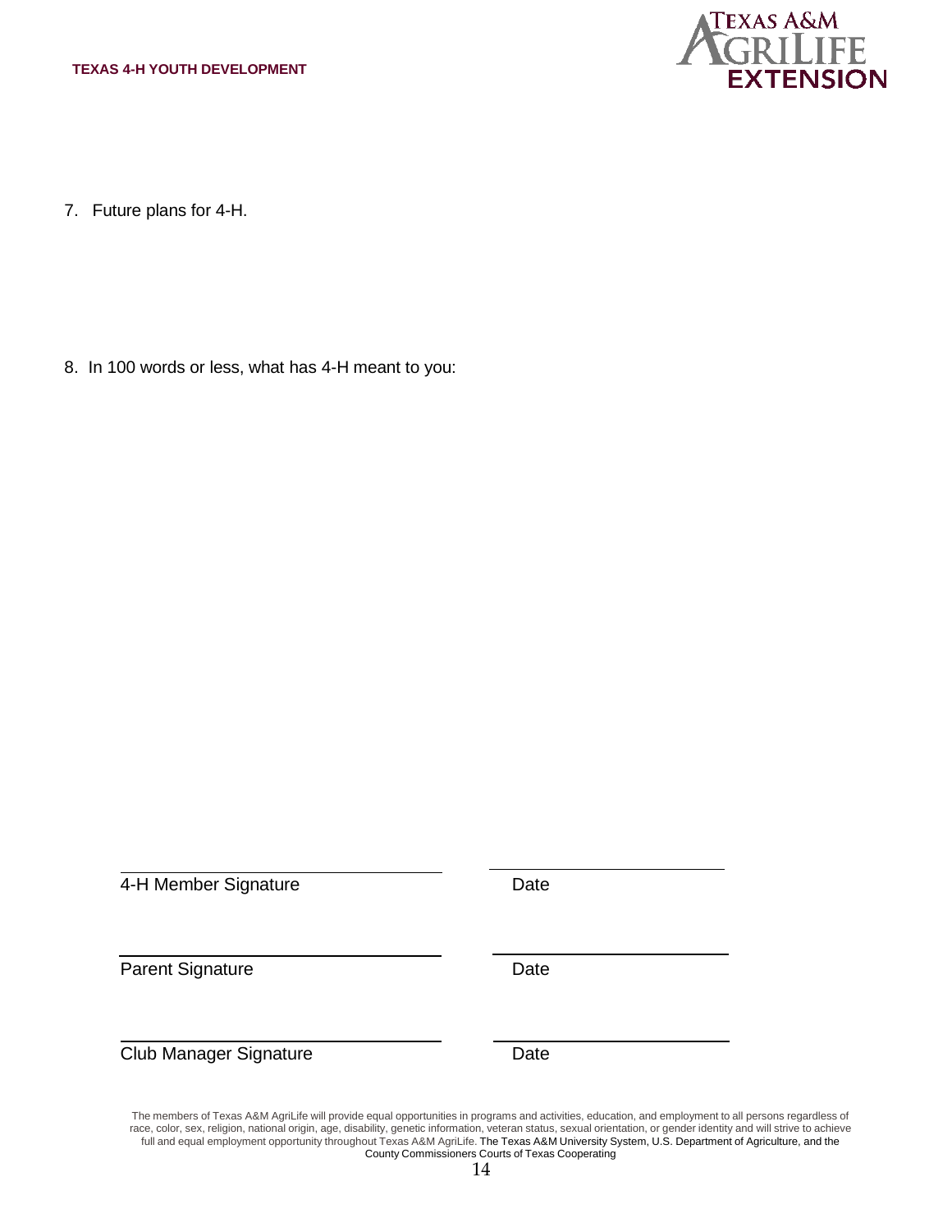7. Future plans for 4-H.

8. In 100 words or less, what has 4-H meant to you:

| | |
|---|---|
| 4-H Member Signature | Date |
| Parent Signature | Date |
| Club Manager Signature | Date |

The members of Texas A&M AgriLife will provide equal opportunities in programs and activities, education, and employment to all persons regardless of race, color, sex, religion, national origin, age, disability, genetic information, veteran status, sexual orientation, or gender identity and will strive to achieve full and equal employment opportunity throughout Texas A&M AgriLife. The Texas A&M University System, U.S. Department of Agriculture, and the County Commissioners Courts of Texas Cooperating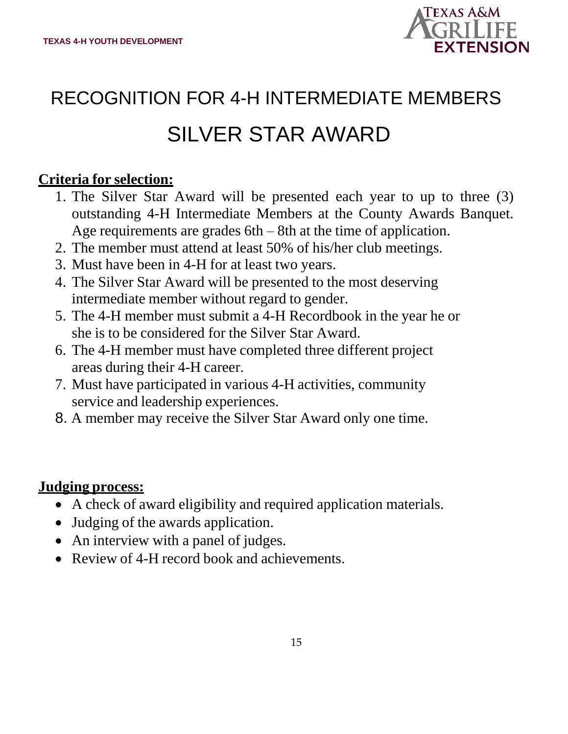# RECOGNITION FOR 4-H INTERMEDIATE MEMBERS

# SILVER STAR AWARD

**Criteria for selection:**

1. The Silver Star Award will be presented each year to up to three (3) outstanding 4-H Intermediate Members at the County Awards Banquet. Age requirements are grades 6th – 8th at the time of application.
2. The member must attend at least 50% of his/her club meetings.
3. Must have been in 4-H for at least two years.
4. The Silver Star Award will be presented to the most deserving intermediate member without regard to gender.
5. The 4-H member must submit a 4-H Recordbook in the year he or she is to be considered for the Silver Star Award.
6. The 4-H member must have completed three different project areas during their 4-H career.
7. Must have participated in various 4-H activities, community service and leadership experiences.
8. A member may receive the Silver Star Award only one time.

**Judging process:**

- A check of award eligibility and required application materials.
- Judging of the awards application.
- An interview with a panel of judges.
- Review of 4-H record book and achievements.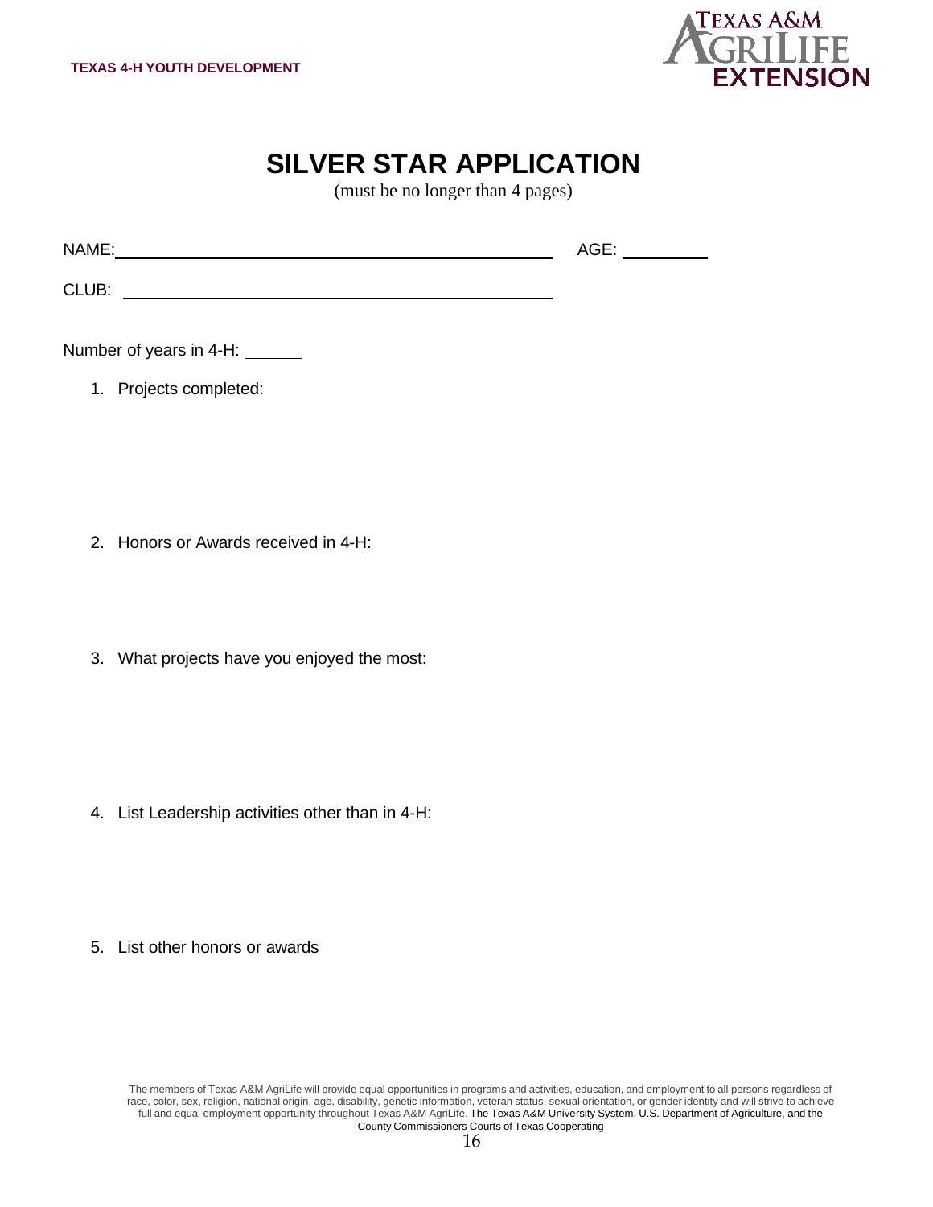TEXAS 4-H YOUTH DEVELOPMENT

# SILVER STAR APPLICATION

(must be no longer than 4 pages)

NAME: ______________________________ AGE: ________

CLUB: ______________________________

Number of years in 4-H: ______

1. Projects completed:

2. Honors or Awards received in 4-H:

3. What projects have you enjoyed the most:

4. List Leadership activities other than in 4-H:

5. List other honors or awards

The members of Texas A&M AgriLife will provide equal opportunities in programs and activities, education, and employment to all persons regardless of race, color, sex, religion, national origin, age, disability, genetic information, veteran status, sexual orientation, or gender identity and will strive to achieve full and equal employment opportunity throughout Texas A&M AgriLife. The Texas A&M University System, U.S. Department of Agriculture, and the County Commissioners Courts of Texas Cooperating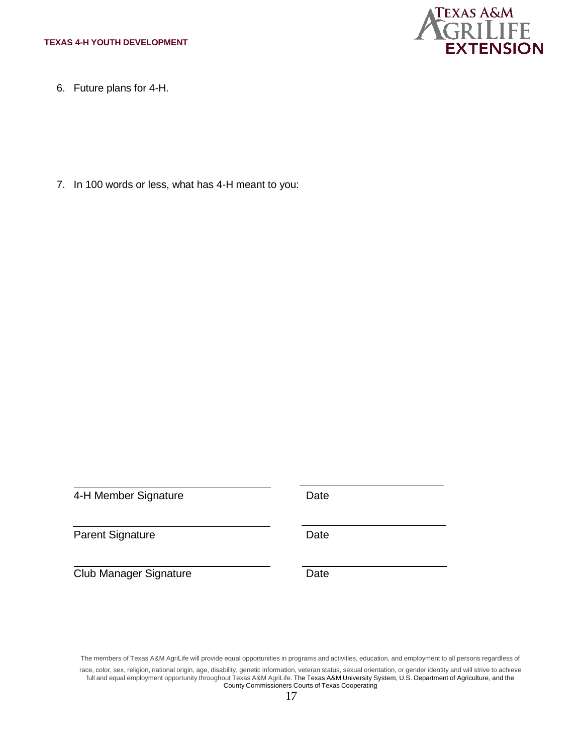6. Future plans for 4-H.

7. In 100 words or less, what has 4-H meant to you:

| | |
|---|---|
| 4-H Member Signature | Date |
| Parent Signature | Date |
| Club Manager Signature | Date |

The members of Texas A&M AgriLife will provide equal opportunities in programs and activities, education, and employment to all persons regardless of race, color, sex, religion, national origin, age, disability, genetic information, veteran status, sexual orientation, or gender identity and will strive to achieve full and equal employment opportunity throughout Texas A&M AgriLife. The Texas A&M University System, U.S. Department of Agriculture, and the County Commissioners Courts of Texas Cooperating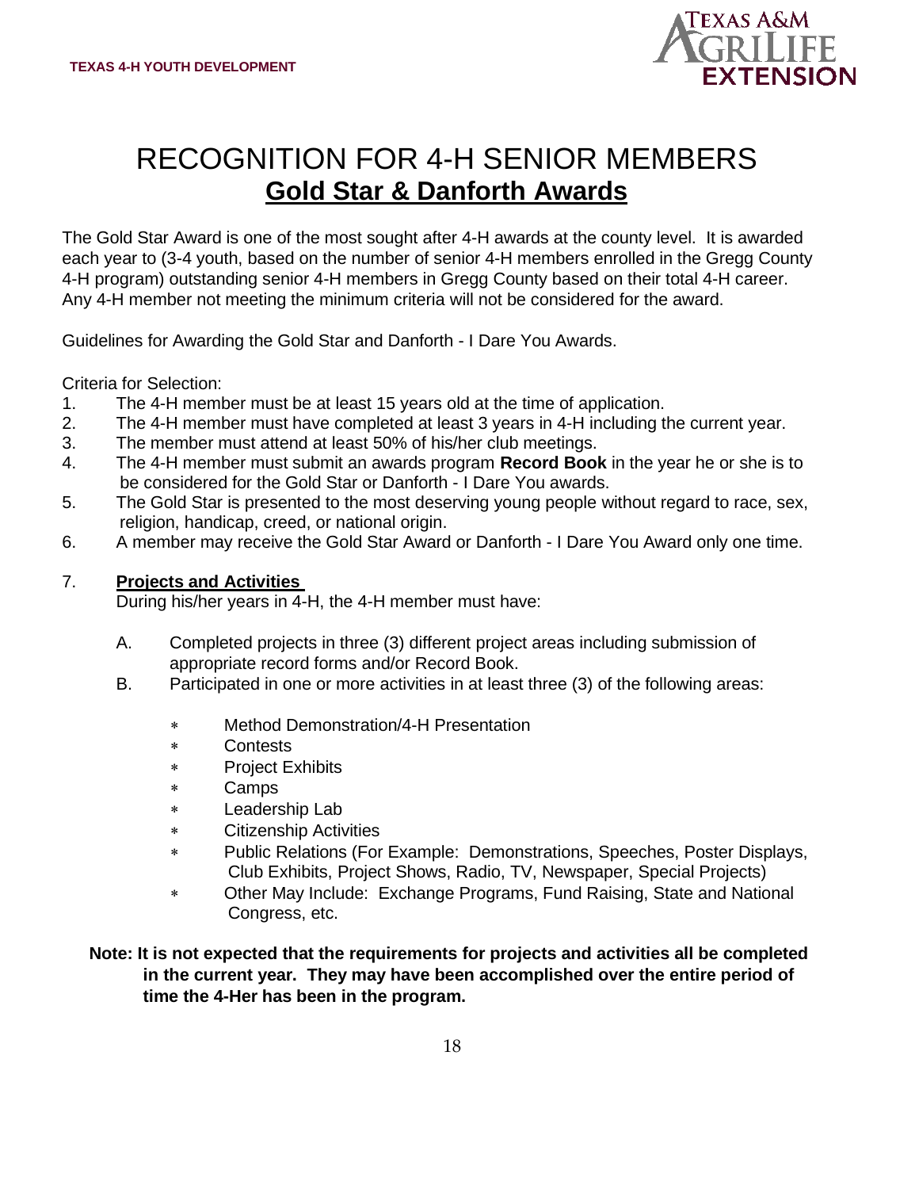TEXAS 4-H YOUTH DEVELOPMENT

# RECOGNITION FOR 4-H SENIOR MEMBERS
## Gold Star & Danforth Awards

The Gold Star Award is one of the most sought after 4-H awards at the county level. It is awarded each year to (3-4 youth, based on the number of senior 4-H members enrolled in the Gregg County 4-H program) outstanding senior 4-H members in Gregg County based on their total 4-H career. Any 4-H member not meeting the minimum criteria will not be considered for the award.

Guidelines for Awarding the Gold Star and Danforth - I Dare You Awards.

Criteria for Selection:

1. The 4-H member must be at least 15 years old at the time of application.
2. The 4-H member must have completed at least 3 years in 4-H including the current year.
3. The member must attend at least 50% of his/her club meetings.
4. The 4-H member must submit an awards program **Record Book** in the year he or she is to be considered for the Gold Star or Danforth - I Dare You awards.
5. The Gold Star is presented to the most deserving young people without regard to race, sex, religion, handicap, creed, or national origin.
6. A member may receive the Gold Star Award or Danforth - I Dare You Award only one time.
7. **Projects and Activities**
   During his/her years in 4-H, the 4-H member must have:

   A. Completed projects in three (3) different project areas including submission of appropriate record forms and/or Record Book.

   B. Participated in one or more activities in at least three (3) of the following areas:

      * Method Demonstration/4-H Presentation
      * Contests
      * Project Exhibits
      * Camps
      * Leadership Lab
      * Citizenship Activities
      * Public Relations (For Example: Demonstrations, Speeches, Poster Displays, Club Exhibits, Project Shows, Radio, TV, Newspaper, Special Projects)
      * Other May Include: Exchange Programs, Fund Raising, State and National Congress, etc.

**Note: It is not expected that the requirements for projects and activities all be completed in the current year. They may have been accomplished over the entire period of time the 4-Her has been in the program.**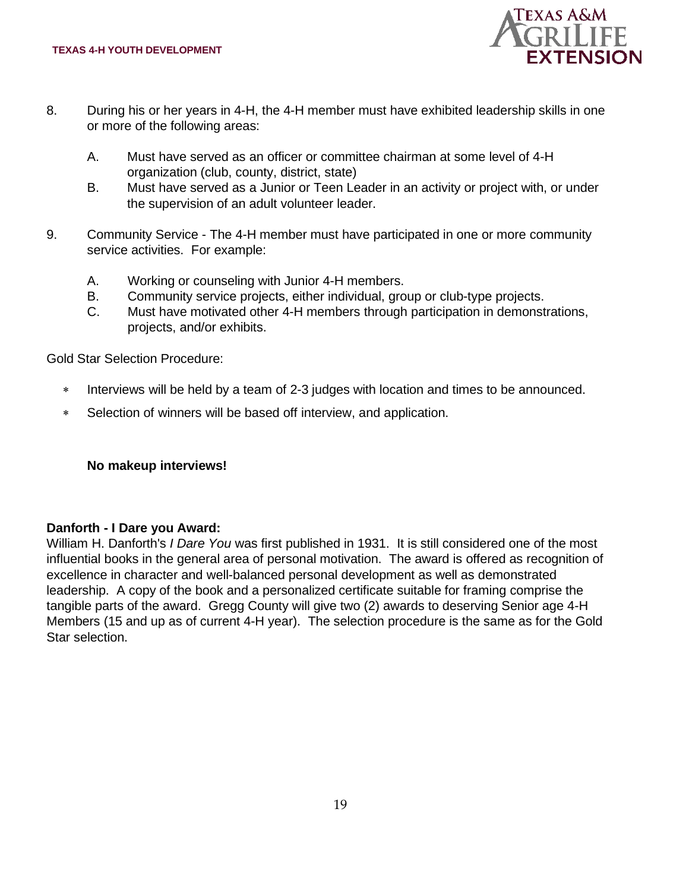8. During his or her years in 4-H, the 4-H member must have exhibited leadership skills in one or more of the following areas:

   A. Must have served as an officer or committee chairman at some level of 4-H organization (club, county, district, state)
   B. Must have served as a Junior or Teen Leader in an activity or project with, or under the supervision of an adult volunteer leader.

9. Community Service - The 4-H member must have participated in one or more community service activities. For example:

   A. Working or counseling with Junior 4-H members.
   B. Community service projects, either individual, group or club-type projects.
   C. Must have motivated other 4-H members through participation in demonstrations, projects, and/or exhibits.

Gold Star Selection Procedure:

- Interviews will be held by a team of 2-3 judges with location and times to be announced.
- Selection of winners will be based off interview, and application.

**No makeup interviews!**

**Danforth - I Dare you Award:**
William H. Danforth's *I Dare You* was first published in 1931. It is still considered one of the most influential books in the general area of personal motivation. The award is offered as recognition of excellence in character and well-balanced personal development as well as demonstrated leadership. A copy of the book and a personalized certificate suitable for framing comprise the tangible parts of the award. Gregg County will give two (2) awards to deserving Senior age 4-H Members (15 and up as of current 4-H year). The selection procedure is the same as for the Gold Star selection.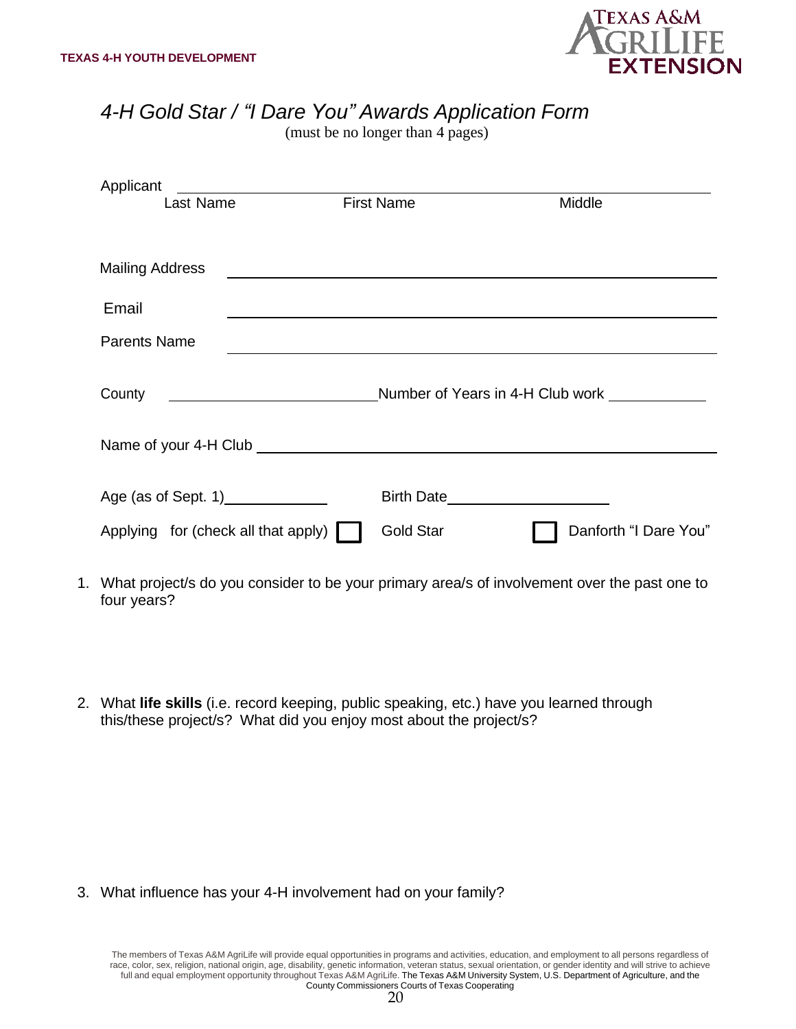TEXAS 4-H YOUTH DEVELOPMENT

# *4-H Gold Star / "I Dare You" Awards Application Form*

(must be no longer than 4 pages)

Applicant ______________________________________________
Last Name First Name Middle

Mailing Address ______________________________________________

Email ______________________________________________

Parents Name ______________________________________________

County ____________________ Number of Years in 4-H Club work __________

Name of your 4-H Club ______________________________________________

Age (as of Sept. 1) __________ Birth Date ________________

Applying for (check all that apply) ☐ Gold Star ☐ Danforth "I Dare You"

1. What project/s do you consider to be your primary area/s of involvement over the past one to four years?

2. What **life skills** (i.e. record keeping, public speaking, etc.) have you learned through this/these project/s? What did you enjoy most about the project/s?

3. What influence has your 4-H involvement had on your family?

The members of Texas A&M AgriLife will provide equal opportunities in programs and activities, education, and employment to all persons regardless of race, color, sex, religion, national origin, age, disability, genetic information, veteran status, sexual orientation, or gender identity and will strive to achieve full and equal employment opportunity throughout Texas A&M AgriLife. The Texas A&M University System, U.S. Department of Agriculture, and the County Commissioners Courts of Texas Cooperating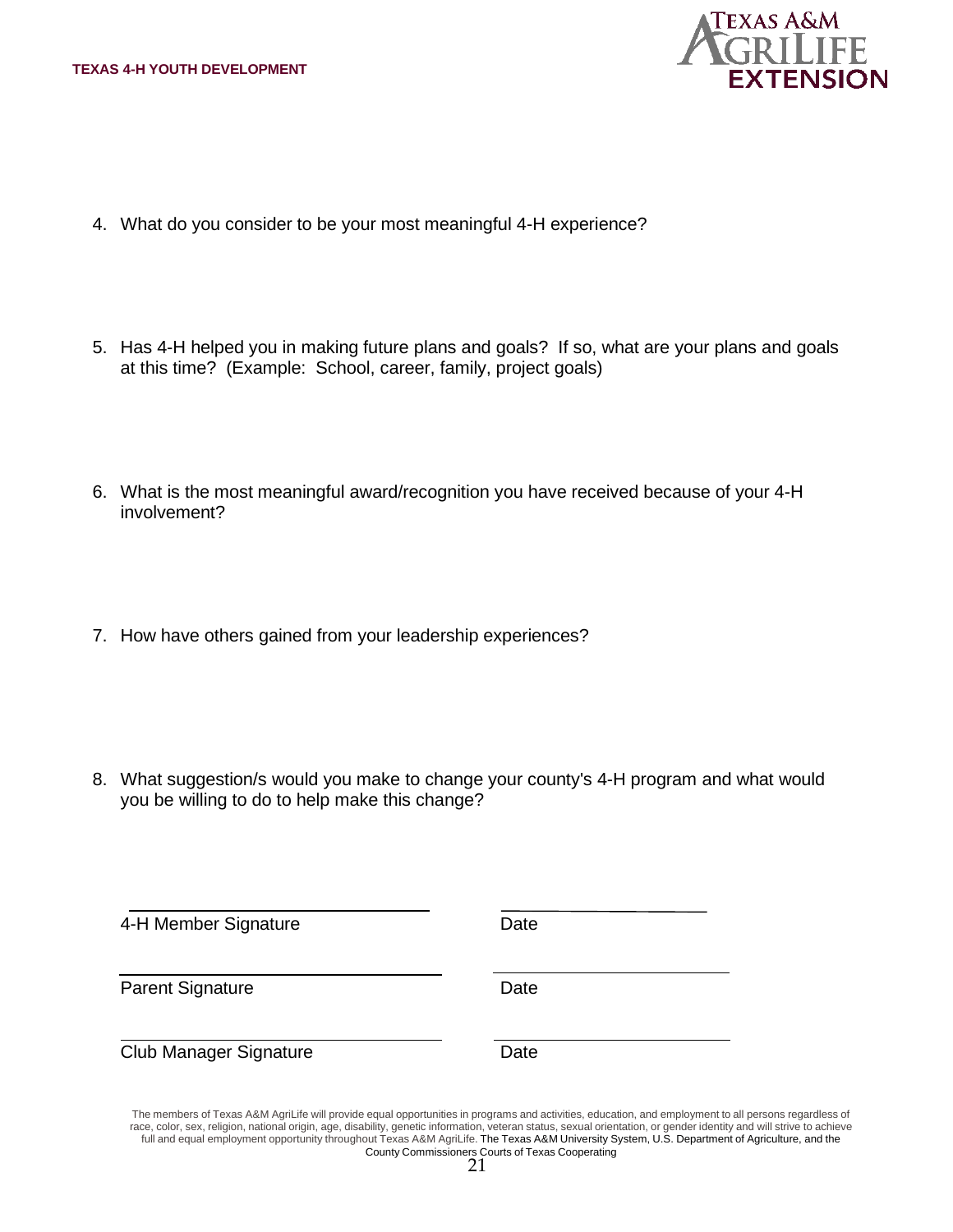4. What do you consider to be your most meaningful 4-H experience?

5. Has 4-H helped you in making future plans and goals? If so, what are your plans and goals at this time? (Example: School, career, family, project goals)

6. What is the most meaningful award/recognition you have received because of your 4-H involvement?

7. How have others gained from your leadership experiences?

8. What suggestion/s would you make to change your county's 4-H program and what would you be willing to do to help make this change?

| | |
|---|---|
| 4-H Member Signature | Date |
| Parent Signature | Date |
| Club Manager Signature | Date |

The members of Texas A&M AgriLife will provide equal opportunities in programs and activities, education, and employment to all persons regardless of race, color, sex, religion, national origin, age, disability, genetic information, veteran status, sexual orientation, or gender identity and will strive to achieve full and equal employment opportunity throughout Texas A&M AgriLife. The Texas A&M University System, U.S. Department of Agriculture, and the County Commissioners Courts of Texas Cooperating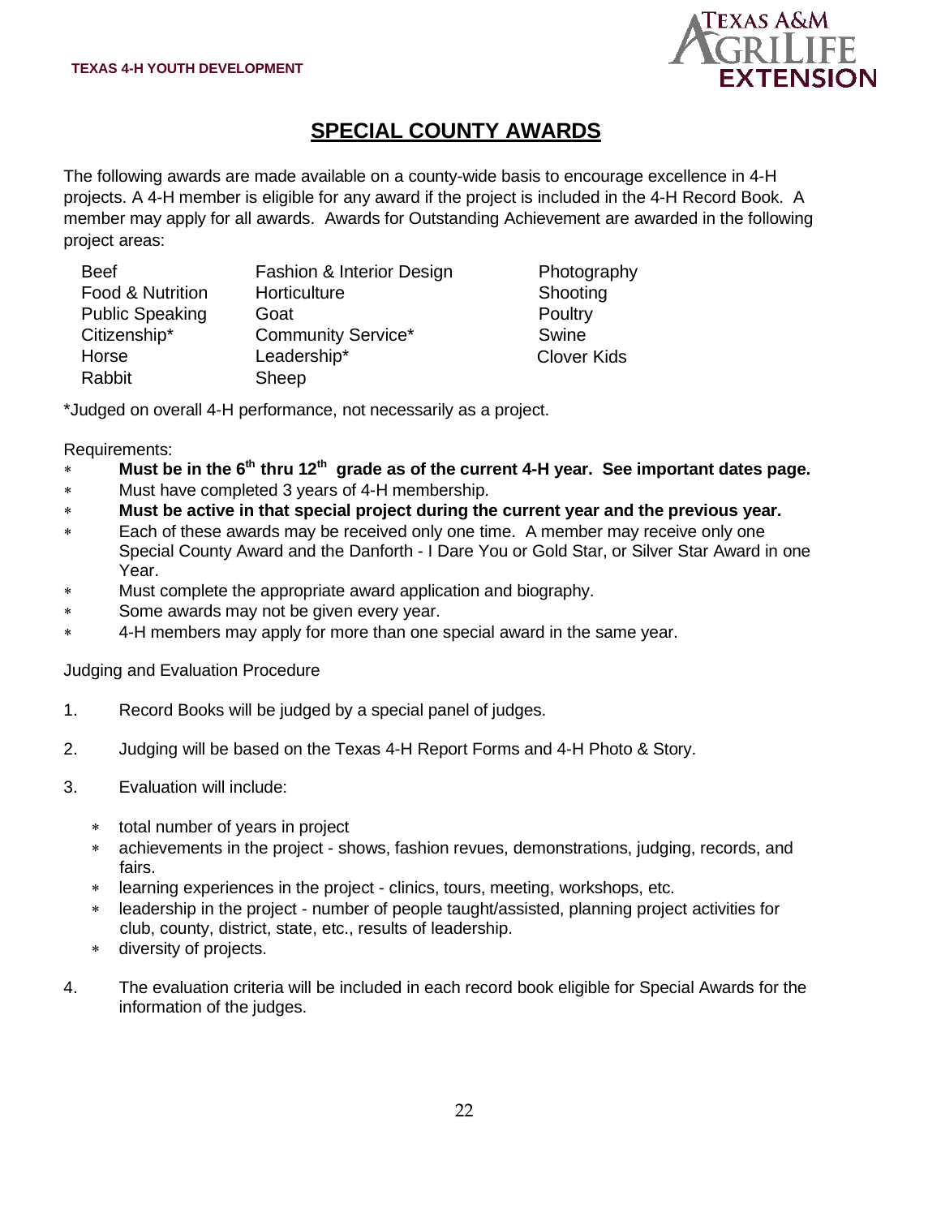# SPECIAL COUNTY AWARDS

The following awards are made available on a county-wide basis to encourage excellence in 4-H projects. A 4-H member is eligible for any award if the project is included in the 4-H Record Book. A member may apply for all awards. Awards for Outstanding Achievement are awarded in the following project areas:

| | | |
|---|---|---|
| Beef | Fashion & Interior Design | Photography |
| Food & Nutrition | Horticulture | Shooting |
| Public Speaking | Goat | Poultry |
| Citizenship* | Community Service* | Swine |
| Horse | Leadership* | Clover Kids |
| Rabbit | Sheep | |

*Judged on overall 4-H performance, not necessarily as a project.

Requirements:

- **Must be in the 6th thru 12th grade as of the current 4-H year. See important dates page.**
- Must have completed 3 years of 4-H membership.
- **Must be active in that special project during the current year and the previous year.**
- Each of these awards may be received only one time. A member may receive only one Special County Award and the Danforth - I Dare You or Gold Star, or Silver Star Award in one Year.
- Must complete the appropriate award application and biography.
- Some awards may not be given every year.
- 4-H members may apply for more than one special award in the same year.

Judging and Evaluation Procedure

1. Record Books will be judged by a special panel of judges.
2. Judging will be based on the Texas 4-H Report Forms and 4-H Photo & Story.
3. Evaluation will include:
   - total number of years in project
   - achievements in the project - shows, fashion revues, demonstrations, judging, records, and fairs.
   - learning experiences in the project - clinics, tours, meeting, workshops, etc.
   - leadership in the project - number of people taught/assisted, planning project activities for club, county, district, state, etc., results of leadership.
   - diversity of projects.
4. The evaluation criteria will be included in each record book eligible for Special Awards for the information of the judges.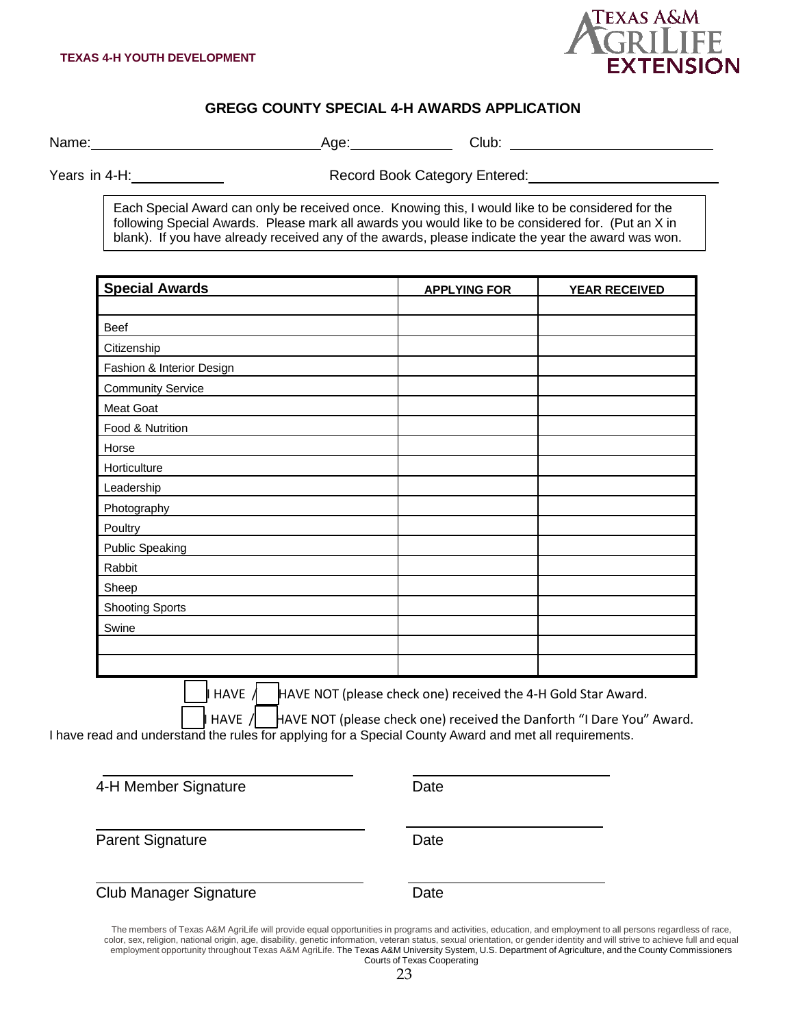**TEXAS 4-H YOUTH DEVELOPMENT**

## GREGG COUNTY SPECIAL 4-H AWARDS APPLICATION

Name:\_\_\_\_\_\_\_\_\_\_\_\_\_\_\_\_\_\_\_\_\_\_\_\_\_\_\_\_ Age:\_\_\_\_\_\_\_\_\_\_\_\_ Club: \_\_\_\_\_\_\_\_\_\_\_\_\_\_\_\_\_\_\_\_\_\_\_\_\_\_

Years in 4-H:\_\_\_\_\_\_\_\_\_\_\_ Record Book Category Entered:\_\_\_\_\_\_\_\_\_\_\_\_\_\_\_\_\_\_\_\_\_\_\_

Each Special Award can only be received once. Knowing this, I would like to be considered for the following Special Awards. Please mark all awards you would like to be considered for. (Put an X in blank). If you have already received any of the awards, please indicate the year the award was won.

| Special Awards | APPLYING FOR | YEAR RECEIVED |
|---|---|---|
| | | |
| Beef | | |
| Citizenship | | |
| Fashion & Interior Design | | |
| Community Service | | |
| Meat Goat | | |
| Food & Nutrition | | |
| Horse | | |
| Horticulture | | |
| Leadership | | |
| Photography | | |
| Poultry | | |
| Public Speaking | | |
| Rabbit | | |
| Sheep | | |
| Shooting Sports | | |
| Swine | | |
| | | |
| | | |

☐ I HAVE / ☐ HAVE NOT (please check one) received the 4-H Gold Star Award.

☐ I HAVE / ☐ HAVE NOT (please check one) received the Danforth "I Dare You" Award.

I have read and understand the rules for applying for a Special County Award and met all requirements.

\_\_\_\_\_\_\_\_\_\_\_\_\_\_\_\_\_\_\_\_\_\_\_\_\_\_\_\_ \_\_\_\_\_\_\_\_\_\_\_\_\_\_\_\_\_\_\_\_\_\_
4-H Member Signature Date

\_\_\_\_\_\_\_\_\_\_\_\_\_\_\_\_\_\_\_\_\_\_\_\_\_\_\_\_ \_\_\_\_\_\_\_\_\_\_\_\_\_\_\_\_\_\_\_\_\_\_
Parent Signature Date

\_\_\_\_\_\_\_\_\_\_\_\_\_\_\_\_\_\_\_\_\_\_\_\_\_\_\_\_ \_\_\_\_\_\_\_\_\_\_\_\_\_\_\_\_\_\_\_\_\_\_
Club Manager Signature Date

The members of Texas A&M AgriLife will provide equal opportunities in programs and activities, education, and employment to all persons regardless of race, color, sex, religion, national origin, age, disability, genetic information, veteran status, sexual orientation, or gender identity and will strive to achieve full and equal employment opportunity throughout Texas A&M AgriLife. The Texas A&M University System, U.S. Department of Agriculture, and the County Commissioners Courts of Texas Cooperating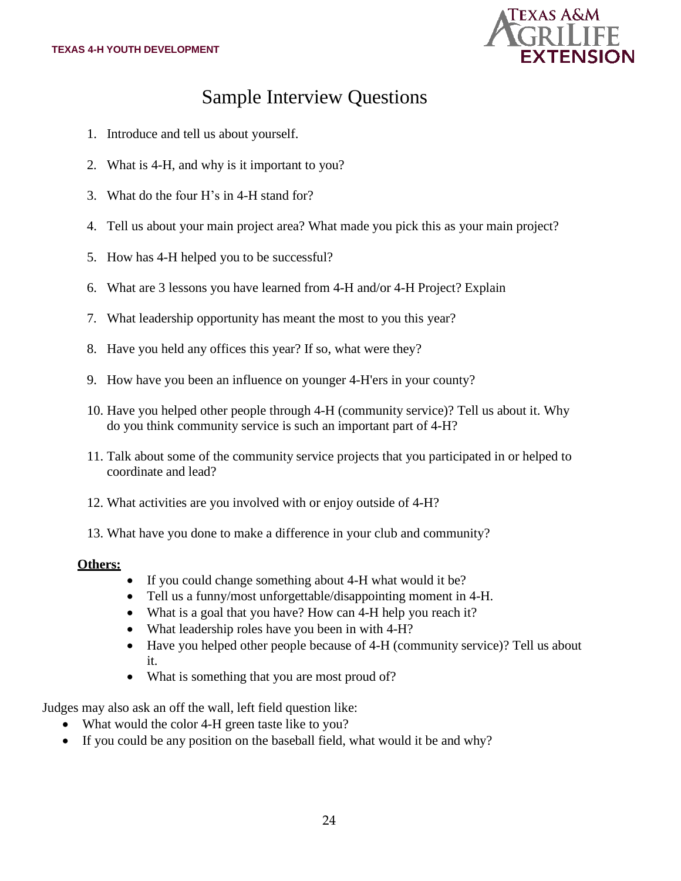# Sample Interview Questions

1. Introduce and tell us about yourself.
2. What is 4-H, and why is it important to you?
3. What do the four H's in 4-H stand for?
4. Tell us about your main project area? What made you pick this as your main project?
5. How has 4-H helped you to be successful?
6. What are 3 lessons you have learned from 4-H and/or 4-H Project? Explain
7. What leadership opportunity has meant the most to you this year?
8. Have you held any offices this year? If so, what were they?
9. How have you been an influence on younger 4-H'ers in your county?
10. Have you helped other people through 4-H (community service)? Tell us about it. Why do you think community service is such an important part of 4-H?
11. Talk about some of the community service projects that you participated in or helped to coordinate and lead?
12. What activities are you involved with or enjoy outside of 4-H?
13. What have you done to make a difference in your club and community?

**Others:**

- If you could change something about 4-H what would it be?
- Tell us a funny/most unforgettable/disappointing moment in 4-H.
- What is a goal that you have? How can 4-H help you reach it?
- What leadership roles have you been in with 4-H?
- Have you helped other people because of 4-H (community service)? Tell us about it.
- What is something that you are most proud of?

Judges may also ask an off the wall, left field question like:

- What would the color 4-H green taste like to you?
- If you could be any position on the baseball field, what would it be and why?